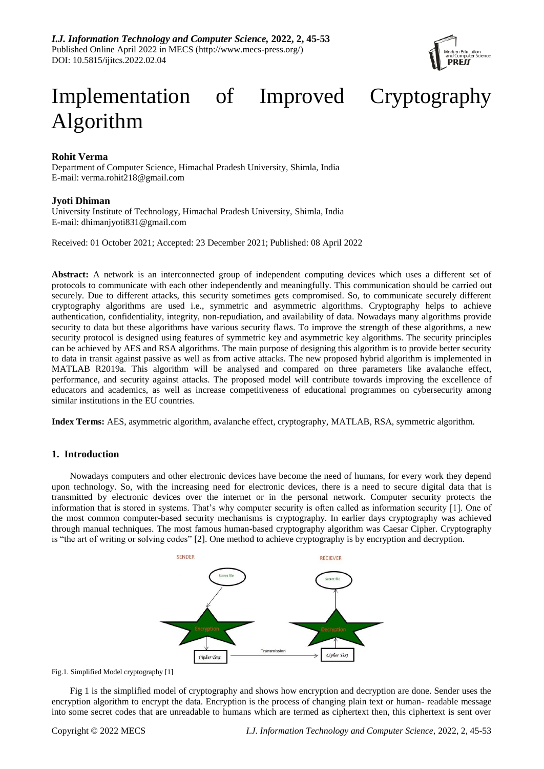# Implementation of Improved Cryptography Algorithm

**Rohit Verma**
Department of Computer Science, Himachal Pradesh University, Shimla, India
E-mail: verma.rohit218@gmail.com

**Jyoti Dhiman**
University Institute of Technology, Himachal Pradesh University, Shimla, India
E-mail: dhimanjyoti831@gmail.com

Received: 01 October 2021; Accepted: 23 December 2021; Published: 08 April 2022

**Abstract:** A network is an interconnected group of independent computing devices which uses a different set of protocols to communicate with each other independently and meaningfully. This communication should be carried out securely. Due to different attacks, this security sometimes gets compromised. So, to communicate securely different cryptography algorithms are used i.e., symmetric and asymmetric algorithms. Cryptography helps to achieve authentication, confidentiality, integrity, non-repudiation, and availability of data. Nowadays many algorithms provide security to data but these algorithms have various security flaws. To improve the strength of these algorithms, a new security protocol is designed using features of symmetric key and asymmetric key algorithms. The security principles can be achieved by AES and RSA algorithms. The main purpose of designing this algorithm is to provide better security to data in transit against passive as well as from active attacks. The new proposed hybrid algorithm is implemented in MATLAB R2019a. This algorithm will be analysed and compared on three parameters like avalanche effect, performance, and security against attacks. The proposed model will contribute towards improving the excellence of educators and academics, as well as increase competitiveness of educational programmes on cybersecurity among similar institutions in the EU countries.

**Index Terms:** AES, asymmetric algorithm, avalanche effect, cryptography, MATLAB, RSA, symmetric algorithm.

## 1. Introduction

Nowadays computers and other electronic devices have become the need of humans, for every work they depend upon technology. So, with the increasing need for electronic devices, there is a need to secure digital data that is transmitted by electronic devices over the internet or in the personal network. Computer security protects the information that is stored in systems. That's why computer security is often called as information security [1]. One of the most common computer-based security mechanisms is cryptography. In earlier days cryptography was achieved through manual techniques. The most famous human-based cryptography algorithm was Caesar Cipher. Cryptography is "the art of writing or solving codes" [2]. One method to achieve cryptography is by encryption and decryption.

Fig.1. Simplified Model cryptography [1]

Fig 1 is the simplified model of cryptography and shows how encryption and decryption are done. Sender uses the encryption algorithm to encrypt the data. Encryption is the process of changing plain text or human- readable message into some secret codes that are unreadable to humans which are termed as ciphertext then, this ciphertext is sent over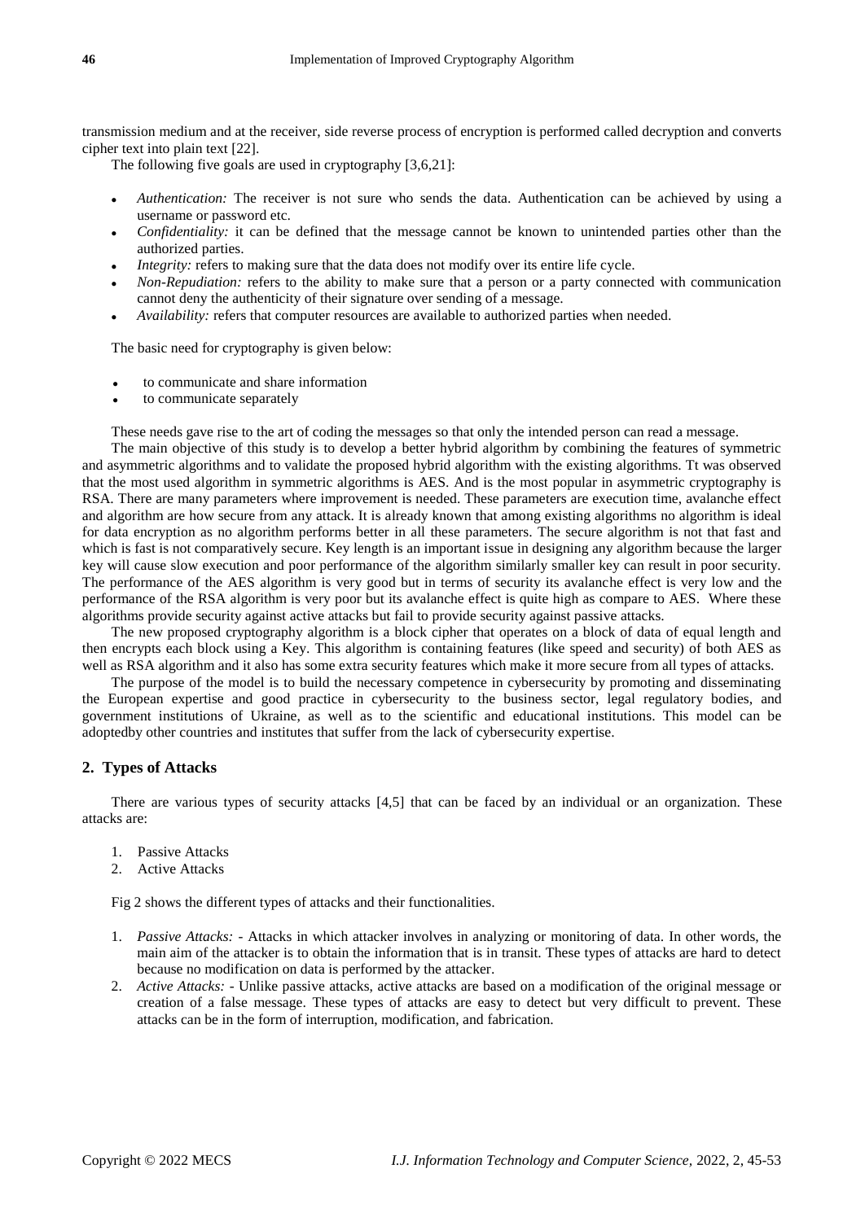transmission medium and at the receiver, side reverse process of encryption is performed called decryption and converts cipher text into plain text [22].

The following five goals are used in cryptography [3,6,21]:

- *Authentication:* The receiver is not sure who sends the data. Authentication can be achieved by using a username or password etc.
- *Confidentiality:* it can be defined that the message cannot be known to unintended parties other than the authorized parties.
- *Integrity:* refers to making sure that the data does not modify over its entire life cycle.
- *Non-Repudiation:* refers to the ability to make sure that a person or a party connected with communication cannot deny the authenticity of their signature over sending of a message.
- *Availability:* refers that computer resources are available to authorized parties when needed.

The basic need for cryptography is given below:

- to communicate and share information
- to communicate separately

These needs gave rise to the art of coding the messages so that only the intended person can read a message.

The main objective of this study is to develop a better hybrid algorithm by combining the features of symmetric and asymmetric algorithms and to validate the proposed hybrid algorithm with the existing algorithms. Tt was observed that the most used algorithm in symmetric algorithms is AES. And is the most popular in asymmetric cryptography is RSA. There are many parameters where improvement is needed. These parameters are execution time, avalanche effect and algorithm are how secure from any attack. It is already known that among existing algorithms no algorithm is ideal for data encryption as no algorithm performs better in all these parameters. The secure algorithm is not that fast and which is fast is not comparatively secure. Key length is an important issue in designing any algorithm because the larger key will cause slow execution and poor performance of the algorithm similarly smaller key can result in poor security. The performance of the AES algorithm is very good but in terms of security its avalanche effect is very low and the performance of the RSA algorithm is very poor but its avalanche effect is quite high as compare to AES. Where these algorithms provide security against active attacks but fail to provide security against passive attacks.

The new proposed cryptography algorithm is a block cipher that operates on a block of data of equal length and then encrypts each block using a Key. This algorithm is containing features (like speed and security) of both AES as well as RSA algorithm and it also has some extra security features which make it more secure from all types of attacks.

The purpose of the model is to build the necessary competence in cybersecurity by promoting and disseminating the European expertise and good practice in cybersecurity to the business sector, legal regulatory bodies, and government institutions of Ukraine, as well as to the scientific and educational institutions. This model can be adoptedby other countries and institutes that suffer from the lack of cybersecurity expertise.

## 2. Types of Attacks

There are various types of security attacks [4,5] that can be faced by an individual or an organization. These attacks are:

1. Passive Attacks
2. Active Attacks

Fig 2 shows the different types of attacks and their functionalities.

1. *Passive Attacks:* - Attacks in which attacker involves in analyzing or monitoring of data. In other words, the main aim of the attacker is to obtain the information that is in transit. These types of attacks are hard to detect because no modification on data is performed by the attacker.
2. *Active Attacks:* - Unlike passive attacks, active attacks are based on a modification of the original message or creation of a false message. These types of attacks are easy to detect but very difficult to prevent. These attacks can be in the form of interruption, modification, and fabrication.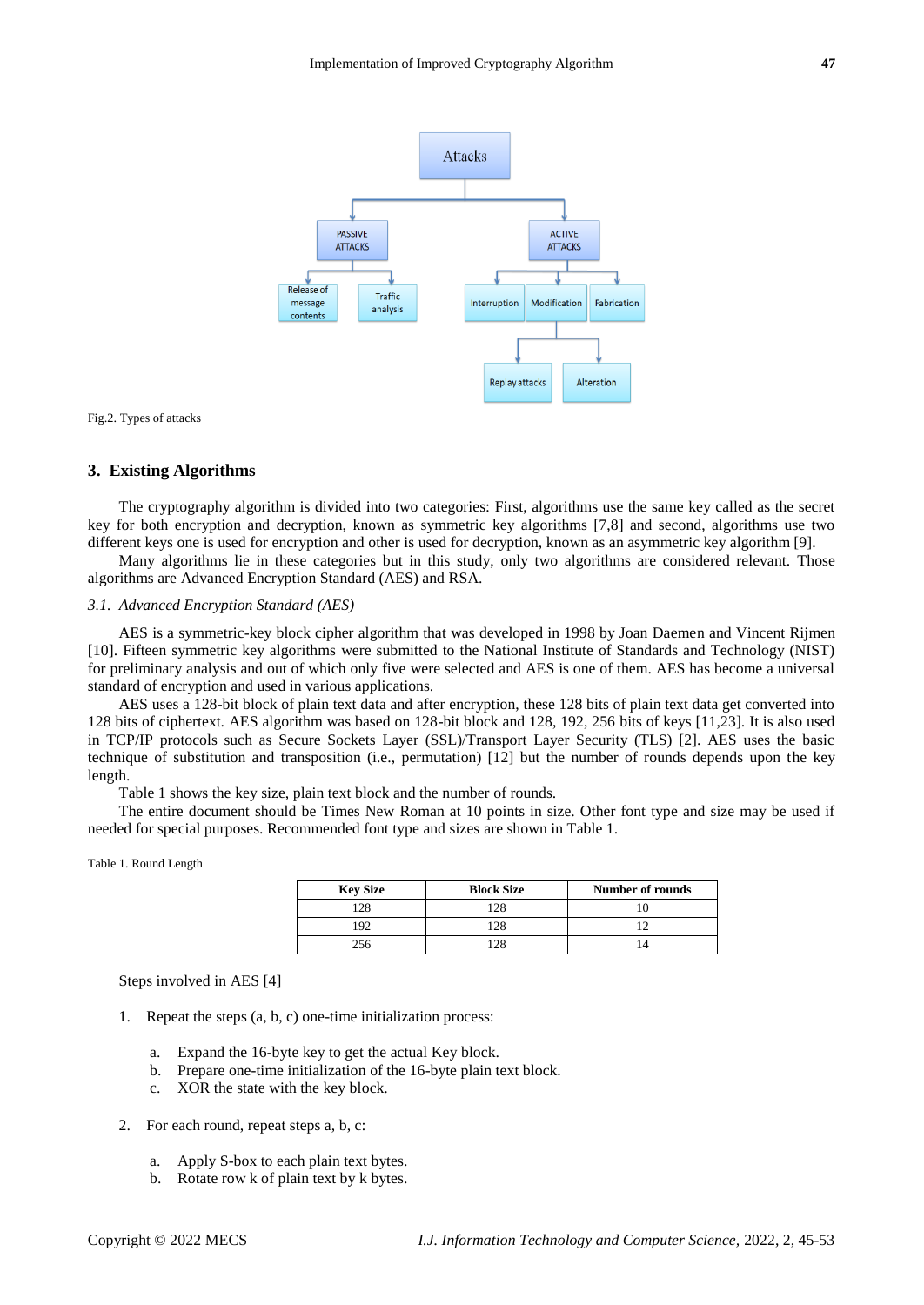Fig.2. Types of attacks

## 3. Existing Algorithms

The cryptography algorithm is divided into two categories: First, algorithms use the same key called as the secret key for both encryption and decryption, known as symmetric key algorithms [7,8] and second, algorithms use two different keys one is used for encryption and other is used for decryption, known as an asymmetric key algorithm [9].

Many algorithms lie in these categories but in this study, only two algorithms are considered relevant. Those algorithms are Advanced Encryption Standard (AES) and RSA.

### *3.1. Advanced Encryption Standard (AES)*

AES is a symmetric-key block cipher algorithm that was developed in 1998 by Joan Daemen and Vincent Rijmen [10]. Fifteen symmetric key algorithms were submitted to the National Institute of Standards and Technology (NIST) for preliminary analysis and out of which only five were selected and AES is one of them. AES has become a universal standard of encryption and used in various applications.

AES uses a 128-bit block of plain text data and after encryption, these 128 bits of plain text data get converted into 128 bits of ciphertext. AES algorithm was based on 128-bit block and 128, 192, 256 bits of keys [11,23]. It is also used in TCP/IP protocols such as Secure Sockets Layer (SSL)/Transport Layer Security (TLS) [2]. AES uses the basic technique of substitution and transposition (i.e., permutation) [12] but the number of rounds depends upon the key length.

Table 1 shows the key size, plain text block and the number of rounds.

The entire document should be Times New Roman at 10 points in size. Other font type and size may be used if needed for special purposes. Recommended font type and sizes are shown in Table 1.

Table 1. Round Length

| Key Size | Block Size | Number of rounds |
|---|---|---|
| 128 | 128 | 10 |
| 192 | 128 | 12 |
| 256 | 128 | 14 |

Steps involved in AES [4]

1. Repeat the steps (a, b, c) one-time initialization process:
   a. Expand the 16-byte key to get the actual Key block.
   b. Prepare one-time initialization of the 16-byte plain text block.
   c. XOR the state with the key block.
2. For each round, repeat steps a, b, c:
   a. Apply S-box to each plain text bytes.
   b. Rotate row k of plain text by k bytes.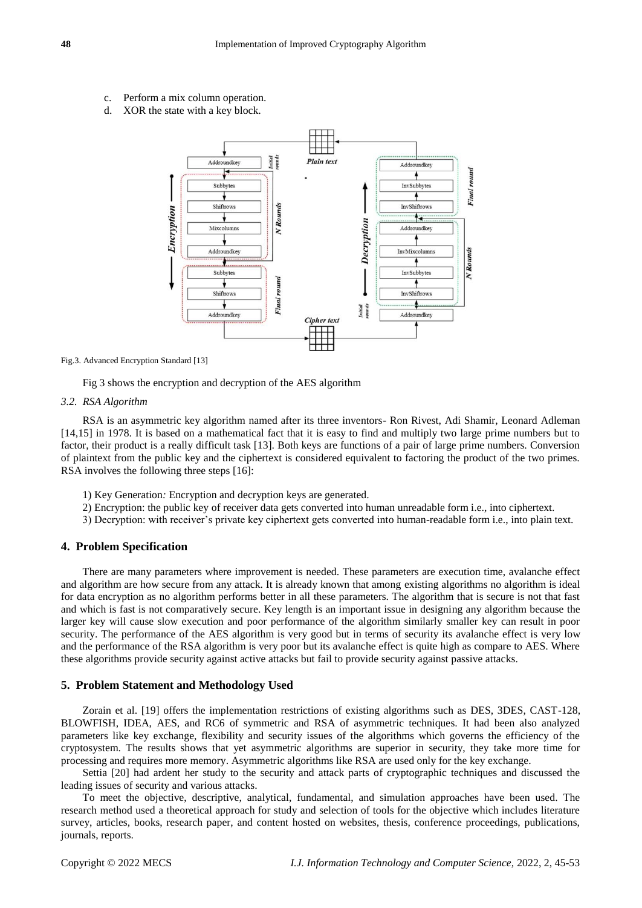c. Perform a mix column operation.
d. XOR the state with a key block.

Fig.3. Advanced Encryption Standard [13]

Fig 3 shows the encryption and decryption of the AES algorithm

### *3.2. RSA Algorithm*

RSA is an asymmetric key algorithm named after its three inventors- Ron Rivest, Adi Shamir, Leonard Adleman [14,15] in 1978. It is based on a mathematical fact that it is easy to find and multiply two large prime numbers but to factor, their product is a really difficult task [13]. Both keys are functions of a pair of large prime numbers. Conversion of plaintext from the public key and the ciphertext is considered equivalent to factoring the product of the two primes. RSA involves the following three steps [16]:

1) Key Generation*:* Encryption and decryption keys are generated.
2) Encryption: the public key of receiver data gets converted into human unreadable form i.e., into ciphertext.
3) Decryption: with receiver's private key ciphertext gets converted into human-readable form i.e., into plain text.

## **4. Problem Specification**

There are many parameters where improvement is needed. These parameters are execution time, avalanche effect and algorithm are how secure from any attack. It is already known that among existing algorithms no algorithm is ideal for data encryption as no algorithm performs better in all these parameters. The algorithm that is secure is not that fast and which is fast is not comparatively secure. Key length is an important issue in designing any algorithm because the larger key will cause slow execution and poor performance of the algorithm similarly smaller key can result in poor security. The performance of the AES algorithm is very good but in terms of security its avalanche effect is very low and the performance of the RSA algorithm is very poor but its avalanche effect is quite high as compare to AES. Where these algorithms provide security against active attacks but fail to provide security against passive attacks.

## **5. Problem Statement and Methodology Used**

Zorain et al. [19] offers the implementation restrictions of existing algorithms such as DES, 3DES, CAST-128, BLOWFISH, IDEA, AES, and RC6 of symmetric and RSA of asymmetric techniques. It had been also analyzed parameters like key exchange, flexibility and security issues of the algorithms which governs the efficiency of the cryptosystem. The results shows that yet asymmetric algorithms are superior in security, they take more time for processing and requires more memory. Asymmetric algorithms like RSA are used only for the key exchange.

Settia [20] had ardent her study to the security and attack parts of cryptographic techniques and discussed the leading issues of security and various attacks.

To meet the objective, descriptive, analytical, fundamental, and simulation approaches have been used. The research method used a theoretical approach for study and selection of tools for the objective which includes literature survey, articles, books, research paper, and content hosted on websites, thesis, conference proceedings, publications, journals, reports.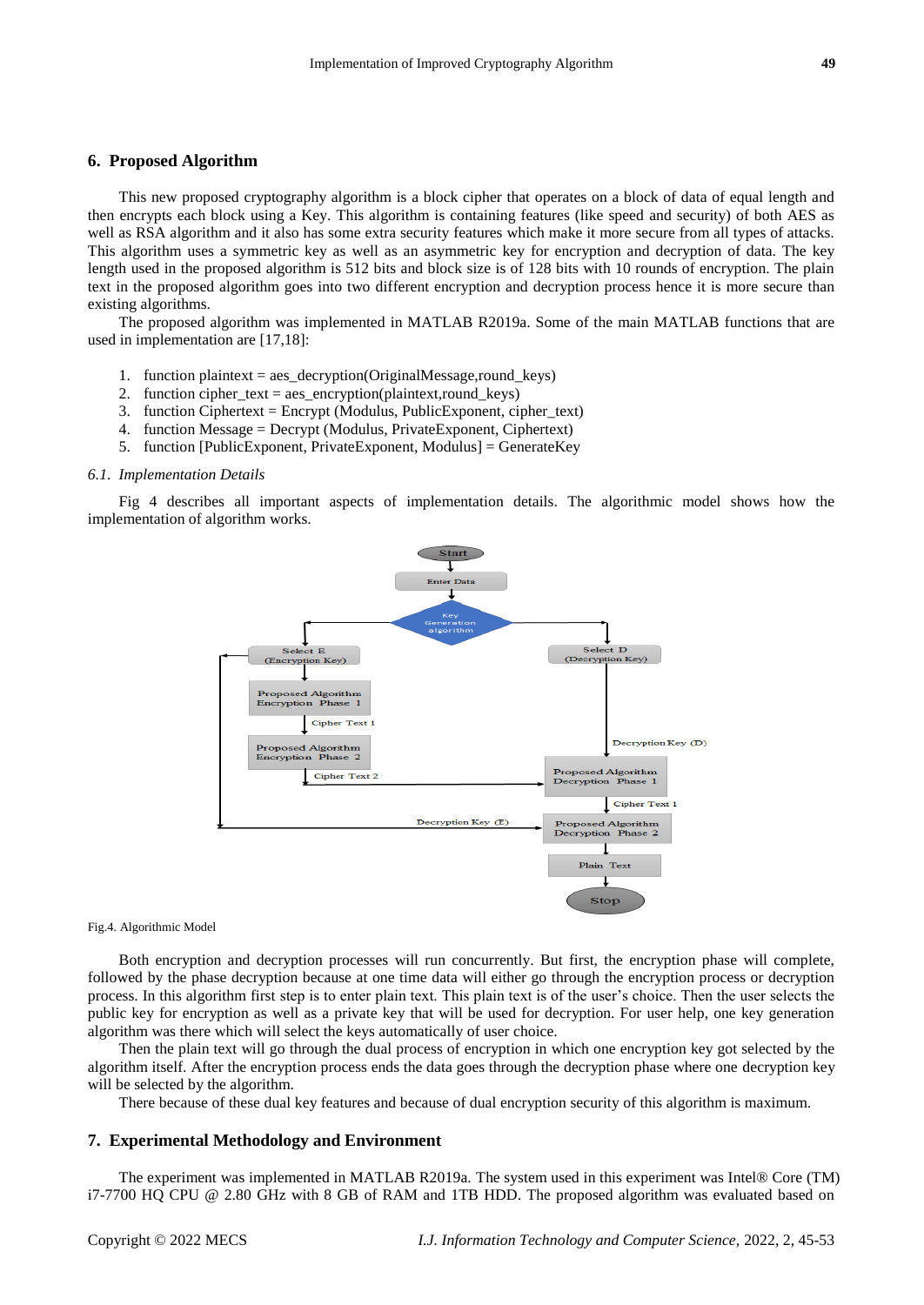## 6. Proposed Algorithm

This new proposed cryptography algorithm is a block cipher that operates on a block of data of equal length and then encrypts each block using a Key. This algorithm is containing features (like speed and security) of both AES as well as RSA algorithm and it also has some extra security features which make it more secure from all types of attacks. This algorithm uses a symmetric key as well as an asymmetric key for encryption and decryption of data. The key length used in the proposed algorithm is 512 bits and block size is of 128 bits with 10 rounds of encryption. The plain text in the proposed algorithm goes into two different encryption and decryption process hence it is more secure than existing algorithms.

The proposed algorithm was implemented in MATLAB R2019a. Some of the main MATLAB functions that are used in implementation are [17,18]:

1. function plaintext = aes_decryption(OriginalMessage,round_keys)
2. function cipher_text = aes_encryption(plaintext,round_keys)
3. function Ciphertext = Encrypt (Modulus, PublicExponent, cipher_text)
4. function Message = Decrypt (Modulus, PrivateExponent, Ciphertext)
5. function [PublicExponent, PrivateExponent, Modulus] = GenerateKey

### *6.1. Implementation Details*

Fig 4 describes all important aspects of implementation details. The algorithmic model shows how the implementation of algorithm works.

Fig.4. Algorithmic Model

Both encryption and decryption processes will run concurrently. But first, the encryption phase will complete, followed by the phase decryption because at one time data will either go through the encryption process or decryption process. In this algorithm first step is to enter plain text. This plain text is of the user's choice. Then the user selects the public key for encryption as well as a private key that will be used for decryption. For user help, one key generation algorithm was there which will select the keys automatically of user choice.

Then the plain text will go through the dual process of encryption in which one encryption key got selected by the algorithm itself. After the encryption process ends the data goes through the decryption phase where one decryption key will be selected by the algorithm.

There because of these dual key features and because of dual encryption security of this algorithm is maximum.

## 7. Experimental Methodology and Environment

The experiment was implemented in MATLAB R2019a. The system used in this experiment was Intel® Core (TM) i7-7700 HQ CPU @ 2.80 GHz with 8 GB of RAM and 1TB HDD. The proposed algorithm was evaluated based on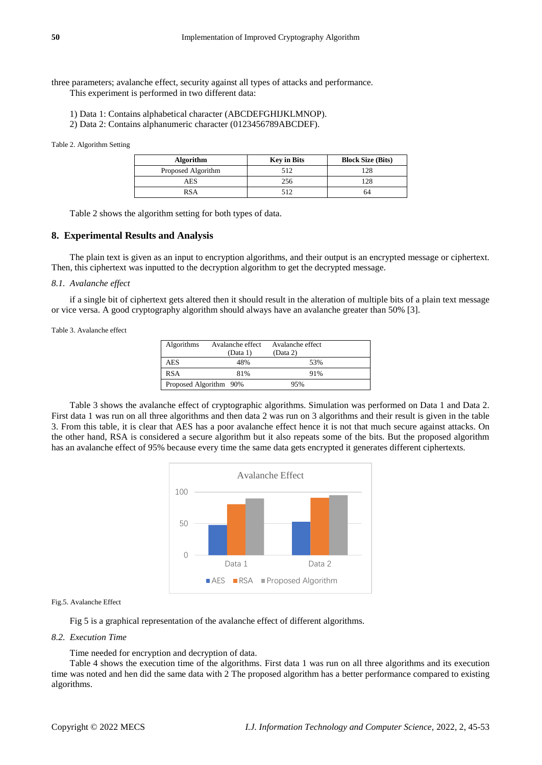three parameters; avalanche effect, security against all types of attacks and performance.

This experiment is performed in two different data:

1) Data 1: Contains alphabetical character (ABCDEFGHIJKLMNOP).
2) Data 2: Contains alphanumeric character (0123456789ABCDEF).

Table 2. Algorithm Setting

| Algorithm | Key in Bits | Block Size (Bits) |
|---|---|---|
| Proposed Algorithm | 512 | 128 |
| AES | 256 | 128 |
| RSA | 512 | 64 |

Table 2 shows the algorithm setting for both types of data.

## 8. Experimental Results and Analysis

The plain text is given as an input to encryption algorithms, and their output is an encrypted message or ciphertext. Then, this ciphertext was inputted to the decryption algorithm to get the decrypted message.

### *8.1. Avalanche effect*

if a single bit of ciphertext gets altered then it should result in the alteration of multiple bits of a plain text message or vice versa. A good cryptography algorithm should always have an avalanche greater than 50% [3].

Table 3. Avalanche effect

| Algorithms | Avalanche effect (Data 1) | Avalanche effect (Data 2) |
|---|---|---|
| AES | 48% | 53% |
| RSA | 81% | 91% |
| Proposed Algorithm | 90% | 95% |

Table 3 shows the avalanche effect of cryptographic algorithms. Simulation was performed on Data 1 and Data 2. First data 1 was run on all three algorithms and then data 2 was run on 3 algorithms and their result is given in the table 3. From this table, it is clear that AES has a poor avalanche effect hence it is not that much secure against attacks. On the other hand, RSA is considered a secure algorithm but it also repeats some of the bits. But the proposed algorithm has an avalanche effect of 95% because every time the same data gets encrypted it generates different ciphertexts.

Fig.5. Avalanche Effect

Fig 5 is a graphical representation of the avalanche effect of different algorithms.

### *8.2. Execution Time*

Time needed for encryption and decryption of data.

Table 4 shows the execution time of the algorithms. First data 1 was run on all three algorithms and its execution time was noted and hen did the same data with 2 The proposed algorithm has a better performance compared to existing algorithms.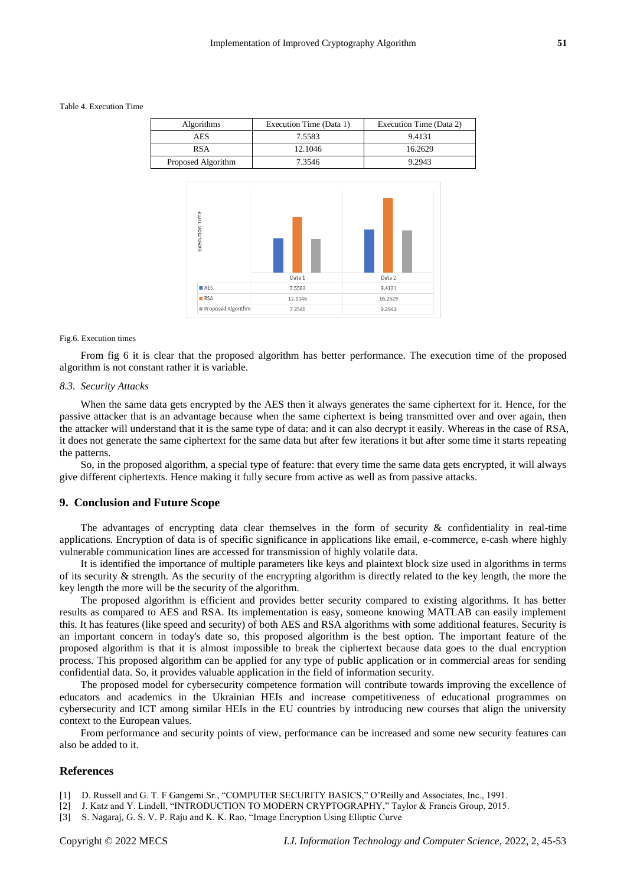Table 4. Execution Time

| Algorithms | Execution Time (Data 1) | Execution Time (Data 2) |
|---|---|---|
| AES | 7.5583 | 9.4131 |
| RSA | 12.1046 | 16.2629 |
| Proposed Algorithm | 7.3546 | 9.2943 |

| | Data 1 | Data 2 |
|---|---|---|
| AES | 7.5583 | 9.4131 |
| RSA | 12.1046 | 16.2629 |
| Proposed Algorithm | 7.3546 | 9.2943 |

Fig.6. Execution times

From fig 6 it is clear that the proposed algorithm has better performance. The execution time of the proposed algorithm is not constant rather it is variable.

### 8.3. Security Attacks

When the same data gets encrypted by the AES then it always generates the same ciphertext for it. Hence, for the passive attacker that is an advantage because when the same ciphertext is being transmitted over and over again, then the attacker will understand that it is the same type of data: and it can also decrypt it easily. Whereas in the case of RSA, it does not generate the same ciphertext for the same data but after few iterations it but after some time it starts repeating the patterns.

So, in the proposed algorithm, a special type of feature: that every time the same data gets encrypted, it will always give different ciphertexts. Hence making it fully secure from active as well as from passive attacks.

## 9. Conclusion and Future Scope

The advantages of encrypting data clear themselves in the form of security & confidentiality in real-time applications. Encryption of data is of specific significance in applications like email, e-commerce, e-cash where highly vulnerable communication lines are accessed for transmission of highly volatile data.

It is identified the importance of multiple parameters like keys and plaintext block size used in algorithms in terms of its security & strength. As the security of the encrypting algorithm is directly related to the key length, the more the key length the more will be the security of the algorithm.

The proposed algorithm is efficient and provides better security compared to existing algorithms. It has better results as compared to AES and RSA. Its implementation is easy, someone knowing MATLAB can easily implement this. It has features (like speed and security) of both AES and RSA algorithms with some additional features. Security is an important concern in today's date so, this proposed algorithm is the best option. The important feature of the proposed algorithm is that it is almost impossible to break the ciphertext because data goes to the dual encryption process. This proposed algorithm can be applied for any type of public application or in commercial areas for sending confidential data. So, it provides valuable application in the field of information security.

The proposed model for cybersecurity competence formation will contribute towards improving the excellence of educators and academics in the Ukrainian HEIs and increase competitiveness of educational programmes on cybersecurity and ICT among similar HEIs in the EU countries by introducing new courses that align the university context to the European values.

From performance and security points of view, performance can be increased and some new security features can also be added to it.

## References

[1] D. Russell and G. T. F Gangemi Sr., "COMPUTER SECURITY BASICS," O'Reilly and Associates, Inc., 1991.

[2] J. Katz and Y. Lindell, "INTRODUCTION TO MODERN CRYPTOGRAPHY," Taylor & Francis Group, 2015.

[3] S. Nagaraj, G. S. V. P. Raju and K. K. Rao, "Image Encryption Using Elliptic Curve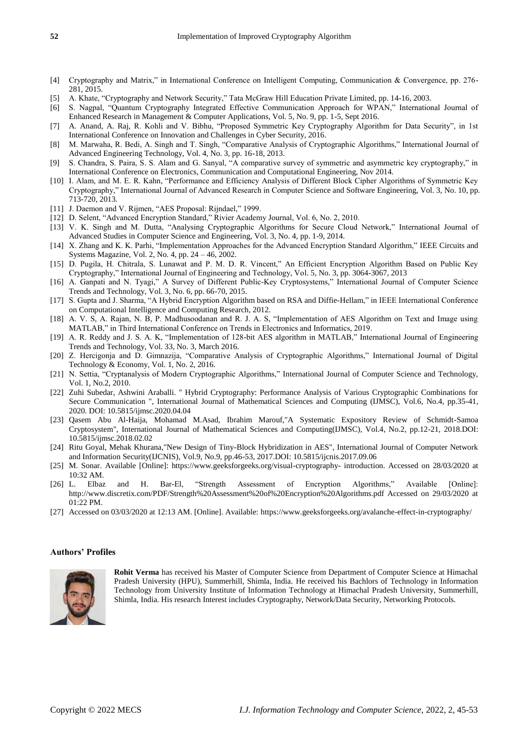[4] Cryptography and Matrix," in International Conference on Intelligent Computing, Communication & Convergence, pp. 276-281, 2015.

[5] A. Khate, "Cryptography and Network Security," Tata McGraw Hill Education Private Limited, pp. 14-16, 2003.

[6] S. Nagpal, "Quantum Cryptography Integrated Effective Communication Approach for WPAN," International Journal of Enhanced Research in Management & Computer Applications, Vol. 5, No. 9, pp. 1-5, Sept 2016.

[7] A. Anand, A. Raj, R. Kohli and V. Bibhu, "Proposed Symmetric Key Cryptography Algorithm for Data Security", in 1st International Conference on Innovation and Challenges in Cyber Security, 2016.

[8] M. Marwaha, R. Bedi, A. Singh and T. Singh, "Comparative Analysis of Cryptographic Algorithms," International Journal of Advanced Engineering Technology, Vol. 4, No. 3, pp. 16-18, 2013.

[9] S. Chandra, S. Paira, S. S. Alam and G. Sanyal, "A comparative survey of symmetric and asymmetric key cryptography," in International Conference on Electronics, Communication and Computational Engineering, Nov 2014.

[10] I. Alam, and M. E. R. Kahn, "Performance and Efficiency Analysis of Different Block Cipher Algorithms of Symmetric Key Cryptography," International Journal of Advanced Research in Computer Science and Software Engineering, Vol. 3, No. 10, pp. 713-720, 2013.

[11] J. Daemon and V. Rijmen, "AES Proposal: Rijndael," 1999.

[12] D. Selent, "Advanced Encryption Standard," Rivier Academy Journal, Vol. 6, No. 2, 2010.

[13] V. K. Singh and M. Dutta, "Analysing Cryptographic Algorithms for Secure Cloud Network," International Journal of Advanced Studies in Computer Science and Engineering, Vol. 3, No. 4, pp. 1-9, 2014.

[14] X. Zhang and K. K. Parhi, "Implementation Approaches for the Advanced Encryption Standard Algorithm," IEEE Circuits and Systems Magazine, Vol. 2, No. 4, pp. 24 – 46, 2002.

[15] D. Pugila, H. Chitrala, S. Lunawat and P. M. D. R. Vincent," An Efficient Encryption Algorithm Based on Public Key Cryptography," International Journal of Engineering and Technology, Vol. 5, No. 3, pp. 3064-3067, 2013

[16] A. Ganpati and N. Tyagi," A Survey of Different Public-Key Cryptosystems," International Journal of Computer Science Trends and Technology, Vol. 3, No. 6, pp. 66-70, 2015.

[17] S. Gupta and J. Sharma, "A Hybrid Encryption Algorithm based on RSA and Diffie-Hellam," in IEEE International Conference on Computational Intelligence and Computing Research, 2012.

[18] A. V. S, A. Rajan, N. B, P. Madhusoodanan and R. J. A. S, "Implementation of AES Algorithm on Text and Image using MATLAB," in Third International Conference on Trends in Electronics and Informatics, 2019.

[19] A. R. Reddy and J. S. A. K, "Implementation of 128-bit AES algorithm in MATLAB," International Journal of Engineering Trends and Technology, Vol. 33, No. 3, March 2016.

[20] Z. Hercigonja and D. Gimnazija, "Comparative Analysis of Cryptographic Algorithms," International Journal of Digital Technology & Economy, Vol. 1, No. 2, 2016.

[21] N. Settia, "Cryptanalysis of Modern Cryptographic Algorithms," International Journal of Computer Science and Technology, Vol. 1, No.2, 2010.

[22] Zuhi Subedar, Ashwini Araballi. " Hybrid Cryptography: Performance Analysis of Various Cryptographic Combinations for Secure Communication ", International Journal of Mathematical Sciences and Computing (IJMSC), Vol.6, No.4, pp.35-41, 2020. DOI: 10.5815/ijmsc.2020.04.04

[23] Qasem Abu Al-Haija, Mohamad M.Asad, Ibrahim Marouf,"A Systematic Expository Review of Schmidt-Samoa Cryptosystem", International Journal of Mathematical Sciences and Computing(IJMSC), Vol.4, No.2, pp.12-21, 2018.DOI: 10.5815/ijmsc.2018.02.02

[24] Ritu Goyal, Mehak Khurana,"New Design of Tiny-Block Hybridization in AES", International Journal of Computer Network and Information Security(IJCNIS), Vol.9, No.9, pp.46-53, 2017.DOI: 10.5815/ijcnis.2017.09.06

[25] M. Sonar. Available [Online]: https://www.geeksforgeeks.org/visual-cryptography- introduction. Accessed on 28/03/2020 at 10:32 AM.

[26] L. Elbaz and H. Bar-El, "Strength Assessment of Encryption Algorithms," Available [Online]: http://www.discretix.com/PDF/Strength%20Assessment%20of%20Encryption%20Algorithms.pdf Accessed on 29/03/2020 at 01:22 PM.

[27] Accessed on 03/03/2020 at 12:13 AM. [Online]. Available: https://www.geeksforgeeks.org/avalanche-effect-in-cryptography/

### Authors' Profiles

**Rohit Verma** has received his Master of Computer Science from Department of Computer Science at Himachal Pradesh University (HPU), Summerhill, Shimla, India. He received his Bachlors of Technology in Information Technology from University Institute of Information Technology at Himachal Pradesh University, Summerhill, Shimla, India. His research Interest includes Cryptography, Network/Data Security, Networking Protocols.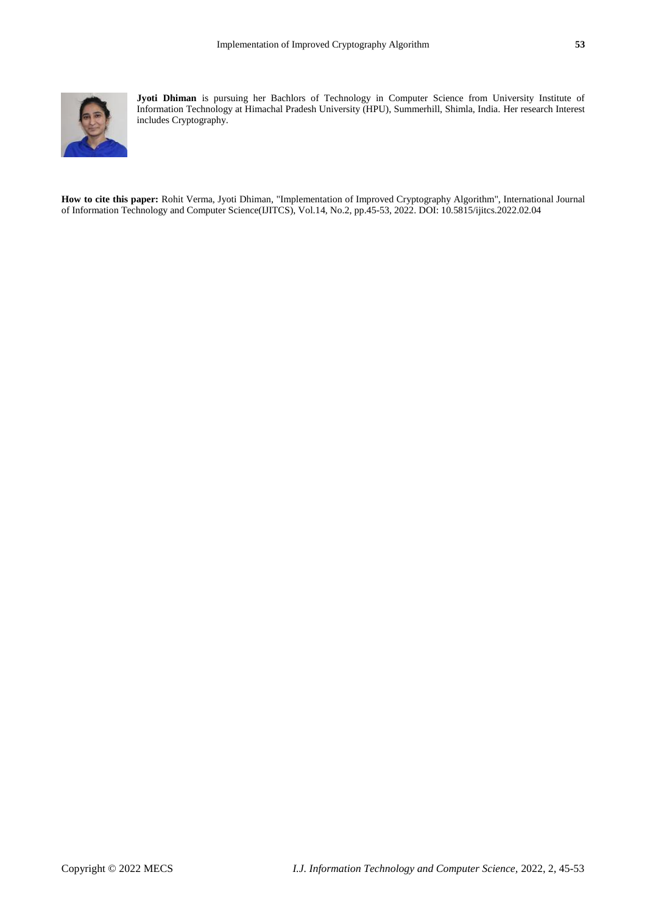**Jyoti Dhiman** is pursuing her Bachlors of Technology in Computer Science from University Institute of Information Technology at Himachal Pradesh University (HPU), Summerhill, Shimla, India. Her research Interest includes Cryptography.

**How to cite this paper:** Rohit Verma, Jyoti Dhiman, "Implementation of Improved Cryptography Algorithm", International Journal of Information Technology and Computer Science(IJITCS), Vol.14, No.2, pp.45-53, 2022. DOI: 10.5815/ijitcs.2022.02.04